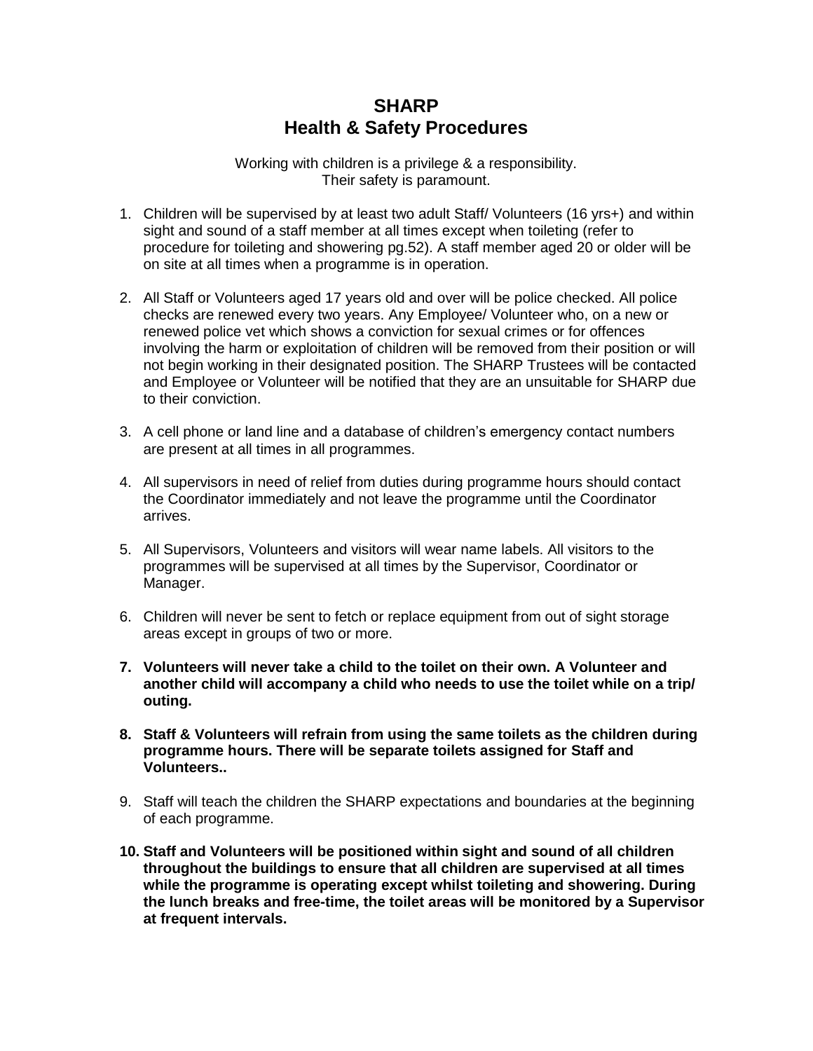# SHARP
# Health & Safety Procedures

Working with children is a privilege & a responsibility.
Their safety is paramount.

1. Children will be supervised by at least two adult Staff/ Volunteers (16 yrs+) and within sight and sound of a staff member at all times except when toileting (refer to procedure for toileting and showering pg.52). A staff member aged 20 or older will be on site at all times when a programme is in operation.

2. All Staff or Volunteers aged 17 years old and over will be police checked. All police checks are renewed every two years. Any Employee/ Volunteer who, on a new or renewed police vet which shows a conviction for sexual crimes or for offences involving the harm or exploitation of children will be removed from their position or will not begin working in their designated position. The SHARP Trustees will be contacted and Employee or Volunteer will be notified that they are an unsuitable for SHARP due to their conviction.

3. A cell phone or land line and a database of children's emergency contact numbers are present at all times in all programmes.

4. All supervisors in need of relief from duties during programme hours should contact the Coordinator immediately and not leave the programme until the Coordinator arrives.

5. All Supervisors, Volunteers and visitors will wear name labels. All visitors to the programmes will be supervised at all times by the Supervisor, Coordinator or Manager.

6. Children will never be sent to fetch or replace equipment from out of sight storage areas except in groups of two or more.

7. **Volunteers will never take a child to the toilet on their own. A Volunteer and another child will accompany a child who needs to use the toilet while on a trip/ outing.**

8. **Staff & Volunteers will refrain from using the same toilets as the children during programme hours. There will be separate toilets assigned for Staff and Volunteers..**

9. Staff will teach the children the SHARP expectations and boundaries at the beginning of each programme.

10. **Staff and Volunteers will be positioned within sight and sound of all children throughout the buildings to ensure that all children are supervised at all times while the programme is operating except whilst toileting and showering. During the lunch breaks and free-time, the toilet areas will be monitored by a Supervisor at frequent intervals.**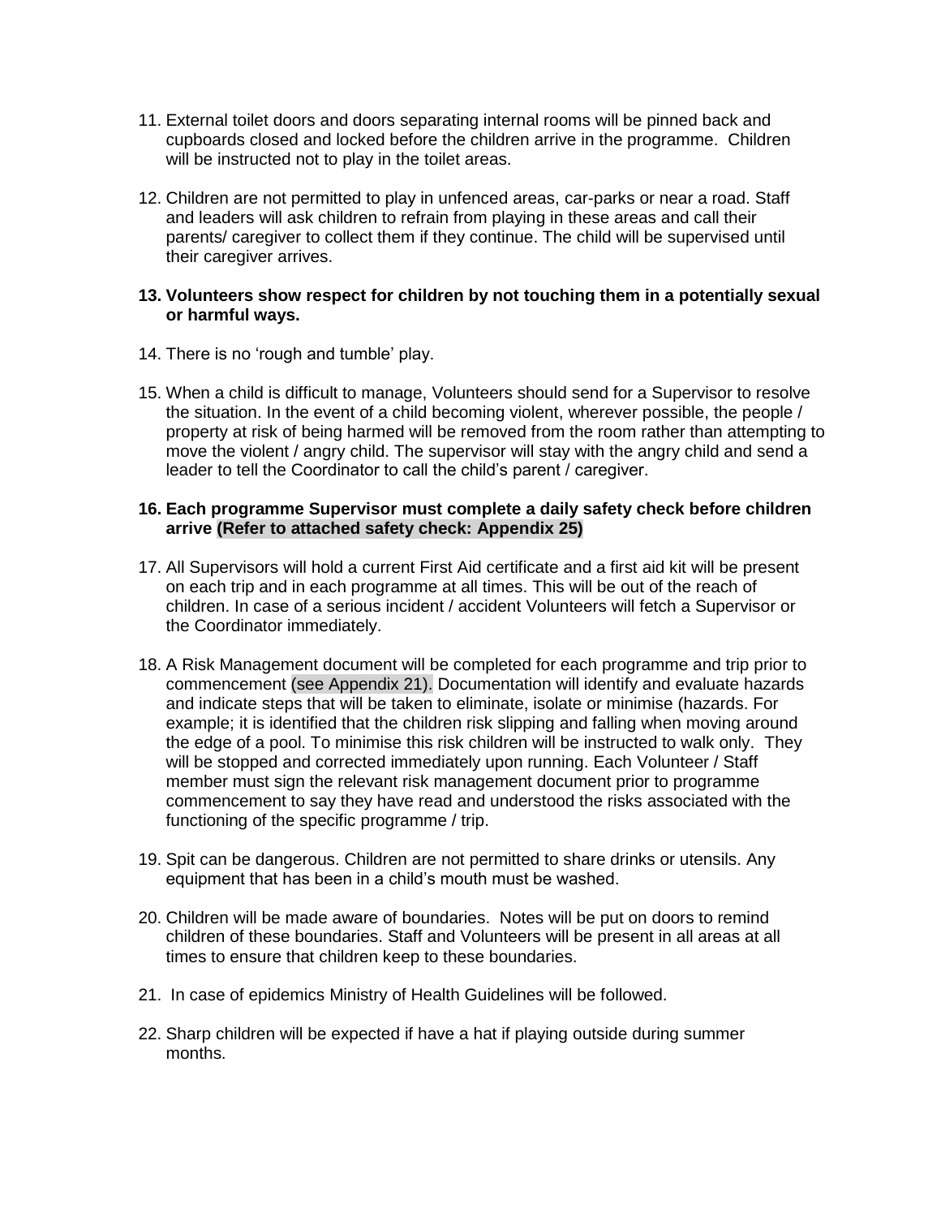11. External toilet doors and doors separating internal rooms will be pinned back and cupboards closed and locked before the children arrive in the programme. Children will be instructed not to play in the toilet areas.

12. Children are not permitted to play in unfenced areas, car-parks or near a road. Staff and leaders will ask children to refrain from playing in these areas and call their parents/ caregiver to collect them if they continue. The child will be supervised until their caregiver arrives.

13. **Volunteers show respect for children by not touching them in a potentially sexual or harmful ways.**

14. There is no 'rough and tumble' play.

15. When a child is difficult to manage, Volunteers should send for a Supervisor to resolve the situation. In the event of a child becoming violent, wherever possible, the people / property at risk of being harmed will be removed from the room rather than attempting to move the violent / angry child. The supervisor will stay with the angry child and send a leader to tell the Coordinator to call the child's parent / caregiver.

16. **Each programme Supervisor must complete a daily safety check before children arrive (Refer to attached safety check: Appendix 25)**

17. All Supervisors will hold a current First Aid certificate and a first aid kit will be present on each trip and in each programme at all times. This will be out of the reach of children. In case of a serious incident / accident Volunteers will fetch a Supervisor or the Coordinator immediately.

18. A Risk Management document will be completed for each programme and trip prior to commencement (see Appendix 21). Documentation will identify and evaluate hazards and indicate steps that will be taken to eliminate, isolate or minimise (hazards. For example; it is identified that the children risk slipping and falling when moving around the edge of a pool. To minimise this risk children will be instructed to walk only. They will be stopped and corrected immediately upon running. Each Volunteer / Staff member must sign the relevant risk management document prior to programme commencement to say they have read and understood the risks associated with the functioning of the specific programme / trip.

19. Spit can be dangerous. Children are not permitted to share drinks or utensils. Any equipment that has been in a child's mouth must be washed.

20. Children will be made aware of boundaries. Notes will be put on doors to remind children of these boundaries. Staff and Volunteers will be present in all areas at all times to ensure that children keep to these boundaries.

21. In case of epidemics Ministry of Health Guidelines will be followed.

22. Sharp children will be expected if have a hat if playing outside during summer months.